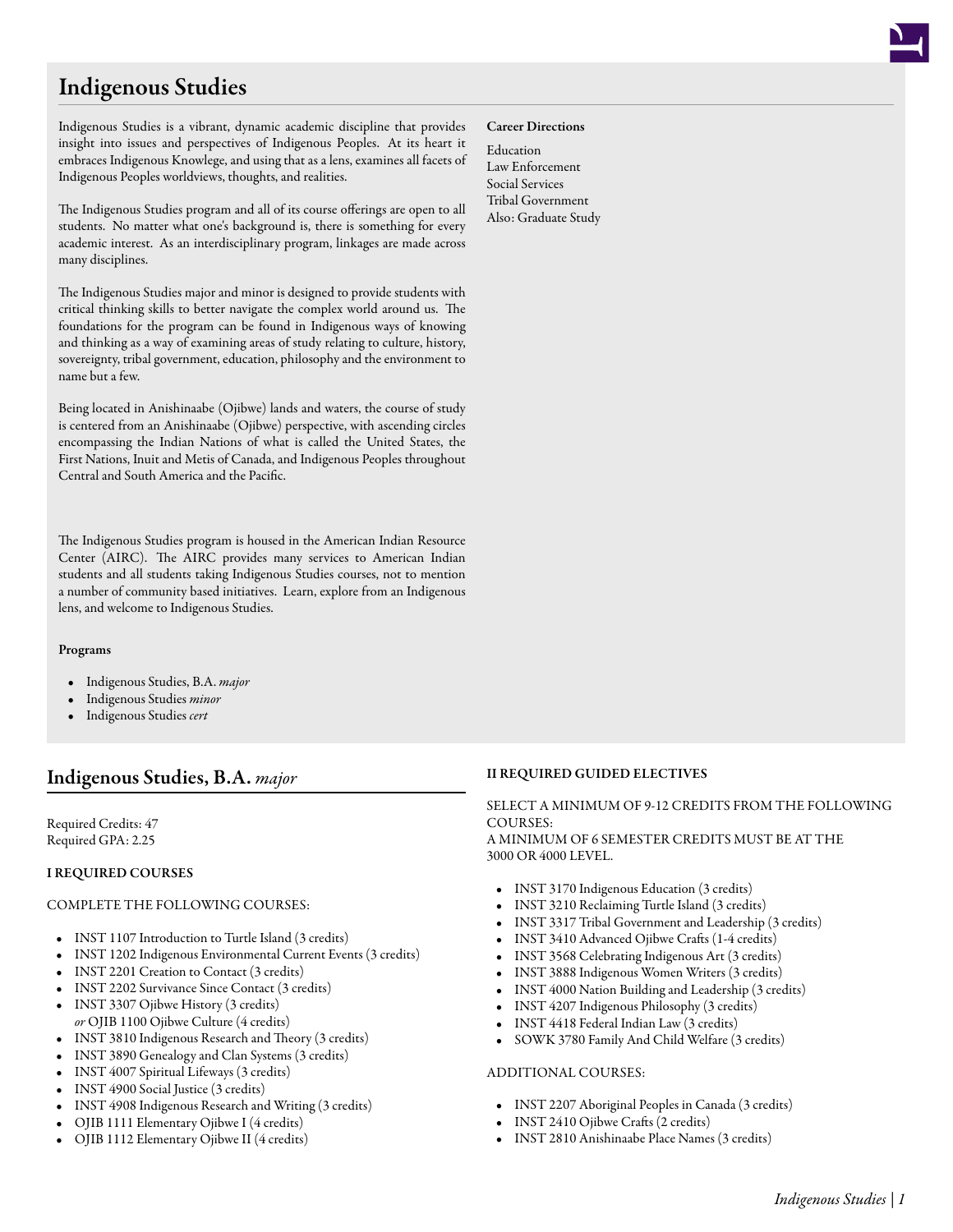# Indigenous Studies

Indigenous Studies is a vibrant, dynamic academic discipline that provides insight into issues and perspectives of Indigenous Peoples. At its heart it embraces Indigenous Knowlege, and using that as a lens, examines all facets of Indigenous Peoples worldviews, thoughts, and realities.

The Indigenous Studies program and all of its course offerings are open to all students. No matter what one's background is, there is something for every academic interest. As an interdisciplinary program, linkages are made across many disciplines.

The Indigenous Studies major and minor is designed to provide students with critical thinking skills to better navigate the complex world around us. The foundations for the program can be found in Indigenous ways of knowing and thinking as a way of examining areas of study relating to culture, history, sovereignty, tribal government, education, philosophy and the environment to name but a few.

Being located in Anishinaabe (Ojibwe) lands and waters, the course of study is centered from an Anishinaabe (Ojibwe) perspective, with ascending circles encompassing the Indian Nations of what is called the United States, the First Nations, Inuit and Metis of Canada, and Indigenous Peoples throughout Central and South America and the Pacific.

The Indigenous Studies program is housed in the American Indian Resource Center (AIRC). The AIRC provides many services to American Indian students and all students taking Indigenous Studies courses, not to mention a number of community based initiatives. Learn, explore from an Indigenous lens, and welcome to Indigenous Studies.

**Programs**

- Indigenous Studies, B.A. *major*
- Indigenous Studies *minor*
- Indigenous Studies *cert*

**Career Directions**

Education
Law Enforcement
Social Services
Tribal Government
Also: Graduate Study

## Indigenous Studies, B.A. *major*

Required Credits: 47
Required GPA: 2.25

**I REQUIRED COURSES**

COMPLETE THE FOLLOWING COURSES:

- INST 1107 Introduction to Turtle Island (3 credits)
- INST 1202 Indigenous Environmental Current Events (3 credits)
- INST 2201 Creation to Contact (3 credits)
- INST 2202 Survivance Since Contact (3 credits)
- INST 3307 Ojibwe History (3 credits)
  *or* OJIB 1100 Ojibwe Culture (4 credits)
- INST 3810 Indigenous Research and Theory (3 credits)
- INST 3890 Genealogy and Clan Systems (3 credits)
- INST 4007 Spiritual Lifeways (3 credits)
- INST 4900 Social Justice (3 credits)
- INST 4908 Indigenous Research and Writing (3 credits)
- OJIB 1111 Elementary Ojibwe I (4 credits)
- OJIB 1112 Elementary Ojibwe II (4 credits)

**II REQUIRED GUIDED ELECTIVES**

SELECT A MINIMUM OF 9-12 CREDITS FROM THE FOLLOWING COURSES:
A MINIMUM OF 6 SEMESTER CREDITS MUST BE AT THE 3000 OR 4000 LEVEL.

- INST 3170 Indigenous Education (3 credits)
- INST 3210 Reclaiming Turtle Island (3 credits)
- INST 3317 Tribal Government and Leadership (3 credits)
- INST 3410 Advanced Ojibwe Crafts (1-4 credits)
- INST 3568 Celebrating Indigenous Art (3 credits)
- INST 3888 Indigenous Women Writers (3 credits)
- INST 4000 Nation Building and Leadership (3 credits)
- INST 4207 Indigenous Philosophy (3 credits)
- INST 4418 Federal Indian Law (3 credits)
- SOWK 3780 Family And Child Welfare (3 credits)

ADDITIONAL COURSES:

- INST 2207 Aboriginal Peoples in Canada (3 credits)
- INST 2410 Ojibwe Crafts (2 credits)
- INST 2810 Anishinaabe Place Names (3 credits)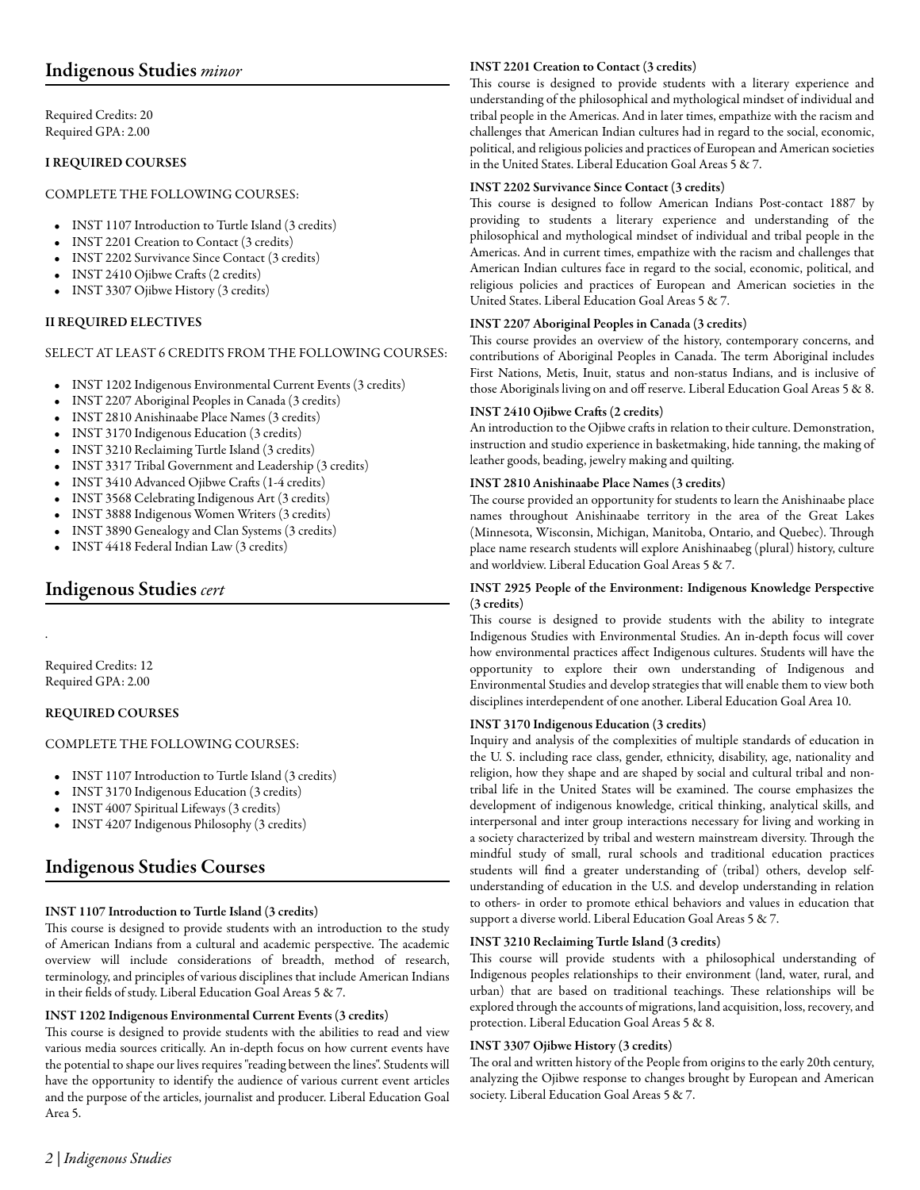## Indigenous Studies *minor*

Required Credits: 20
Required GPA: 2.00

### I REQUIRED COURSES

COMPLETE THE FOLLOWING COURSES:

- INST 1107 Introduction to Turtle Island (3 credits)
- INST 2201 Creation to Contact (3 credits)
- INST 2202 Survivance Since Contact (3 credits)
- INST 2410 Ojibwe Crafts (2 credits)
- INST 3307 Ojibwe History (3 credits)

### II REQUIRED ELECTIVES

SELECT AT LEAST 6 CREDITS FROM THE FOLLOWING COURSES:

- INST 1202 Indigenous Environmental Current Events (3 credits)
- INST 2207 Aboriginal Peoples in Canada (3 credits)
- INST 2810 Anishinaabe Place Names (3 credits)
- INST 3170 Indigenous Education (3 credits)
- INST 3210 Reclaiming Turtle Island (3 credits)
- INST 3317 Tribal Government and Leadership (3 credits)
- INST 3410 Advanced Ojibwe Crafts (1-4 credits)
- INST 3568 Celebrating Indigenous Art (3 credits)
- INST 3888 Indigenous Women Writers (3 credits)
- INST 3890 Genealogy and Clan Systems (3 credits)
- INST 4418 Federal Indian Law (3 credits)

## Indigenous Studies *cert*

.

Required Credits: 12
Required GPA: 2.00

### REQUIRED COURSES

COMPLETE THE FOLLOWING COURSES:

- INST 1107 Introduction to Turtle Island (3 credits)
- INST 3170 Indigenous Education (3 credits)
- INST 4007 Spiritual Lifeways (3 credits)
- INST 4207 Indigenous Philosophy (3 credits)

## Indigenous Studies Courses

**INST 1107 Introduction to Turtle Island (3 credits)**
This course is designed to provide students with an introduction to the study of American Indians from a cultural and academic perspective. The academic overview will include considerations of breadth, method of research, terminology, and principles of various disciplines that include American Indians in their fields of study. Liberal Education Goal Areas 5 & 7.

**INST 1202 Indigenous Environmental Current Events (3 credits)**
This course is designed to provide students with the abilities to read and view various media sources critically. An in-depth focus on how current events have the potential to shape our lives requires "reading between the lines". Students will have the opportunity to identify the audience of various current event articles and the purpose of the articles, journalist and producer. Liberal Education Goal Area 5.

**INST 2201 Creation to Contact (3 credits)**
This course is designed to provide students with a literary experience and understanding of the philosophical and mythological mindset of individual and tribal people in the Americas. And in later times, empathize with the racism and challenges that American Indian cultures had in regard to the social, economic, political, and religious policies and practices of European and American societies in the United States. Liberal Education Goal Areas 5 & 7.

**INST 2202 Survivance Since Contact (3 credits)**
This course is designed to follow American Indians Post-contact 1887 by providing to students a literary experience and understanding of the philosophical and mythological mindset of individual and tribal people in the Americas. And in current times, empathize with the racism and challenges that American Indian cultures face in regard to the social, economic, political, and religious policies and practices of European and American societies in the United States. Liberal Education Goal Areas 5 & 7.

**INST 2207 Aboriginal Peoples in Canada (3 credits)**
This course provides an overview of the history, contemporary concerns, and contributions of Aboriginal Peoples in Canada. The term Aboriginal includes First Nations, Metis, Inuit, status and non-status Indians, and is inclusive of those Aboriginals living on and off reserve. Liberal Education Goal Areas 5 & 8.

**INST 2410 Ojibwe Crafts (2 credits)**
An introduction to the Ojibwe crafts in relation to their culture. Demonstration, instruction and studio experience in basketmaking, hide tanning, the making of leather goods, beading, jewelry making and quilting.

**INST 2810 Anishinaabe Place Names (3 credits)**
The course provided an opportunity for students to learn the Anishinaabe place names throughout Anishinaabe territory in the area of the Great Lakes (Minnesota, Wisconsin, Michigan, Manitoba, Ontario, and Quebec). Through place name research students will explore Anishinaabeg (plural) history, culture and worldview. Liberal Education Goal Areas 5 & 7.

**INST 2925 People of the Environment: Indigenous Knowledge Perspective (3 credits)**
This course is designed to provide students with the ability to integrate Indigenous Studies with Environmental Studies. An in-depth focus will cover how environmental practices affect Indigenous cultures. Students will have the opportunity to explore their own understanding of Indigenous and Environmental Studies and develop strategies that will enable them to view both disciplines interdependent of one another. Liberal Education Goal Area 10.

**INST 3170 Indigenous Education (3 credits)**
Inquiry and analysis of the complexities of multiple standards of education in the U. S. including race class, gender, ethnicity, disability, age, nationality and religion, how they shape and are shaped by social and cultural tribal and non-tribal life in the United States will be examined. The course emphasizes the development of indigenous knowledge, critical thinking, analytical skills, and interpersonal and inter group interactions necessary for living and working in a society characterized by tribal and western mainstream diversity. Through the mindful study of small, rural schools and traditional education practices students will find a greater understanding of (tribal) others, develop self-understanding of education in the U.S. and develop understanding in relation to others- in order to promote ethical behaviors and values in education that support a diverse world. Liberal Education Goal Areas 5 & 7.

**INST 3210 Reclaiming Turtle Island (3 credits)**
This course will provide students with a philosophical understanding of Indigenous peoples relationships to their environment (land, water, rural, and urban) that are based on traditional teachings. These relationships will be explored through the accounts of migrations, land acquisition, loss, recovery, and protection. Liberal Education Goal Areas 5 & 8.

**INST 3307 Ojibwe History (3 credits)**
The oral and written history of the People from origins to the early 20th century, analyzing the Ojibwe response to changes brought by European and American society. Liberal Education Goal Areas 5 & 7.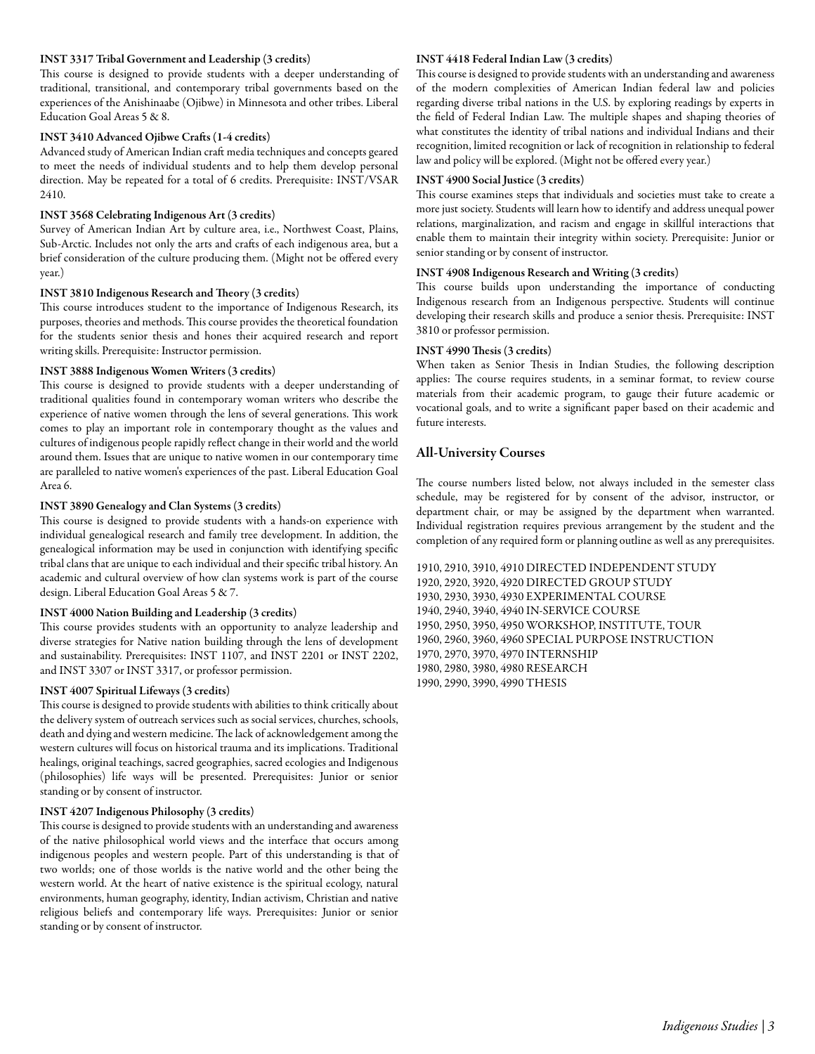**INST 3317 Tribal Government and Leadership (3 credits)**
This course is designed to provide students with a deeper understanding of traditional, transitional, and contemporary tribal governments based on the experiences of the Anishinaabe (Ojibwe) in Minnesota and other tribes. Liberal Education Goal Areas 5 & 8.

**INST 3410 Advanced Ojibwe Crafts (1-4 credits)**
Advanced study of American Indian craft media techniques and concepts geared to meet the needs of individual students and to help them develop personal direction. May be repeated for a total of 6 credits. Prerequisite: INST/VSAR 2410.

**INST 3568 Celebrating Indigenous Art (3 credits)**
Survey of American Indian Art by culture area, i.e., Northwest Coast, Plains, Sub-Arctic. Includes not only the arts and crafts of each indigenous area, but a brief consideration of the culture producing them. (Might not be offered every year.)

**INST 3810 Indigenous Research and Theory (3 credits)**
This course introduces student to the importance of Indigenous Research, its purposes, theories and methods. This course provides the theoretical foundation for the students senior thesis and hones their acquired research and report writing skills. Prerequisite: Instructor permission.

**INST 3888 Indigenous Women Writers (3 credits)**
This course is designed to provide students with a deeper understanding of traditional qualities found in contemporary woman writers who describe the experience of native women through the lens of several generations. This work comes to play an important role in contemporary thought as the values and cultures of indigenous people rapidly reflect change in their world and the world around them. Issues that are unique to native women in our contemporary time are paralleled to native women's experiences of the past. Liberal Education Goal Area 6.

**INST 3890 Genealogy and Clan Systems (3 credits)**
This course is designed to provide students with a hands-on experience with individual genealogical research and family tree development. In addition, the genealogical information may be used in conjunction with identifying specific tribal clans that are unique to each individual and their specific tribal history. An academic and cultural overview of how clan systems work is part of the course design. Liberal Education Goal Areas 5 & 7.

**INST 4000 Nation Building and Leadership (3 credits)**
This course provides students with an opportunity to analyze leadership and diverse strategies for Native nation building through the lens of development and sustainability. Prerequisites: INST 1107, and INST 2201 or INST 2202, and INST 3307 or INST 3317, or professor permission.

**INST 4007 Spiritual Lifeways (3 credits)**
This course is designed to provide students with abilities to think critically about the delivery system of outreach services such as social services, churches, schools, death and dying and western medicine. The lack of acknowledgement among the western cultures will focus on historical trauma and its implications. Traditional healings, original teachings, sacred geographies, sacred ecologies and Indigenous (philosophies) life ways will be presented. Prerequisites: Junior or senior standing or by consent of instructor.

**INST 4207 Indigenous Philosophy (3 credits)**
This course is designed to provide students with an understanding and awareness of the native philosophical world views and the interface that occurs among indigenous peoples and western people. Part of this understanding is that of two worlds; one of those worlds is the native world and the other being the western world. At the heart of native existence is the spiritual ecology, natural environments, human geography, identity, Indian activism, Christian and native religious beliefs and contemporary life ways. Prerequisites: Junior or senior standing or by consent of instructor.

**INST 4418 Federal Indian Law (3 credits)**
This course is designed to provide students with an understanding and awareness of the modern complexities of American Indian federal law and policies regarding diverse tribal nations in the U.S. by exploring readings by experts in the field of Federal Indian Law. The multiple shapes and shaping theories of what constitutes the identity of tribal nations and individual Indians and their recognition, limited recognition or lack of recognition in relationship to federal law and policy will be explored. (Might not be offered every year.)

**INST 4900 Social Justice (3 credits)**
This course examines steps that individuals and societies must take to create a more just society. Students will learn how to identify and address unequal power relations, marginalization, and racism and engage in skillful interactions that enable them to maintain their integrity within society. Prerequisite: Junior or senior standing or by consent of instructor.

**INST 4908 Indigenous Research and Writing (3 credits)**
This course builds upon understanding the importance of conducting Indigenous research from an Indigenous perspective. Students will continue developing their research skills and produce a senior thesis. Prerequisite: INST 3810 or professor permission.

**INST 4990 Thesis (3 credits)**
When taken as Senior Thesis in Indian Studies, the following description applies: The course requires students, in a seminar format, to review course materials from their academic program, to gauge their future academic or vocational goals, and to write a significant paper based on their academic and future interests.

## All-University Courses

The course numbers listed below, not always included in the semester class schedule, may be registered for by consent of the advisor, instructor, or department chair, or may be assigned by the department when warranted. Individual registration requires previous arrangement by the student and the completion of any required form or planning outline as well as any prerequisites.

1910, 2910, 3910, 4910 DIRECTED INDEPENDENT STUDY
1920, 2920, 3920, 4920 DIRECTED GROUP STUDY
1930, 2930, 3930, 4930 EXPERIMENTAL COURSE
1940, 2940, 3940, 4940 IN-SERVICE COURSE
1950, 2950, 3950, 4950 WORKSHOP, INSTITUTE, TOUR
1960, 2960, 3960, 4960 SPECIAL PURPOSE INSTRUCTION
1970, 2970, 3970, 4970 INTERNSHIP
1980, 2980, 3980, 4980 RESEARCH
1990, 2990, 3990, 4990 THESIS